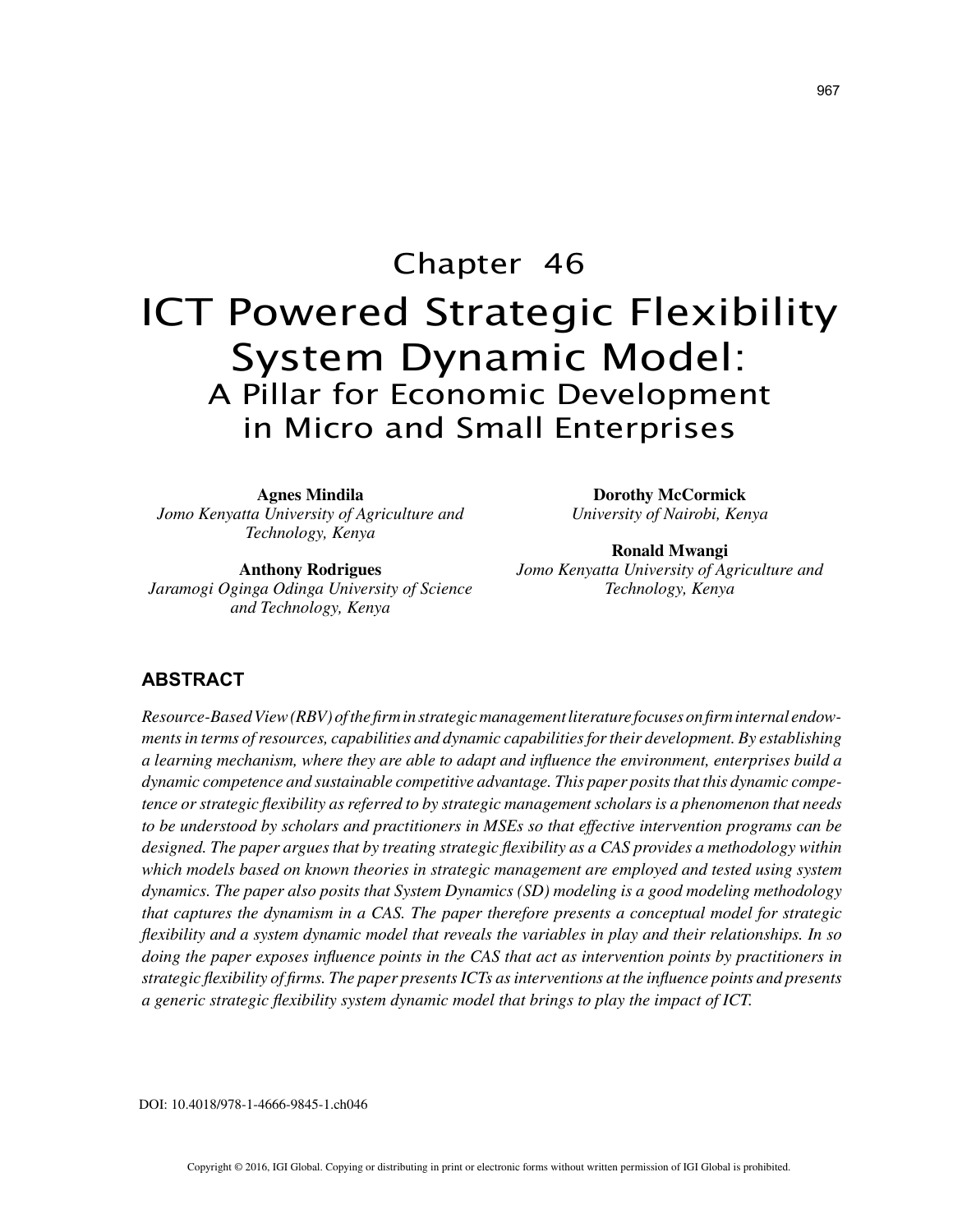# Chapter 46

# ICT Powered Strategic Flexibility System Dynamic Model: A Pillar for Economic Development in Micro and Small Enterprises

**Agnes Mindila**
*Jomo Kenyatta University of Agriculture and Technology, Kenya*

**Anthony Rodrigues**
*Jaramogi Oginga Odinga University of Science and Technology, Kenya*

**Dorothy McCormick**
*University of Nairobi, Kenya*

**Ronald Mwangi**
*Jomo Kenyatta University of Agriculture and Technology, Kenya*

## ABSTRACT

*Resource-Based View (RBV) of the firm in strategic management literature focuses on firm internal endowments in terms of resources, capabilities and dynamic capabilities for their development. By establishing a learning mechanism, where they are able to adapt and influence the environment, enterprises build a dynamic competence and sustainable competitive advantage. This paper posits that this dynamic competence or strategic flexibility as referred to by strategic management scholars is a phenomenon that needs to be understood by scholars and practitioners in MSEs so that effective intervention programs can be designed. The paper argues that by treating strategic flexibility as a CAS provides a methodology within which models based on known theories in strategic management are employed and tested using system dynamics. The paper also posits that System Dynamics (SD) modeling is a good modeling methodology that captures the dynamism in a CAS. The paper therefore presents a conceptual model for strategic flexibility and a system dynamic model that reveals the variables in play and their relationships. In so doing the paper exposes influence points in the CAS that act as intervention points by practitioners in strategic flexibility of firms. The paper presents ICTs as interventions at the influence points and presents a generic strategic flexibility system dynamic model that brings to play the impact of ICT.*

DOI: 10.4018/978-1-4666-9845-1.ch046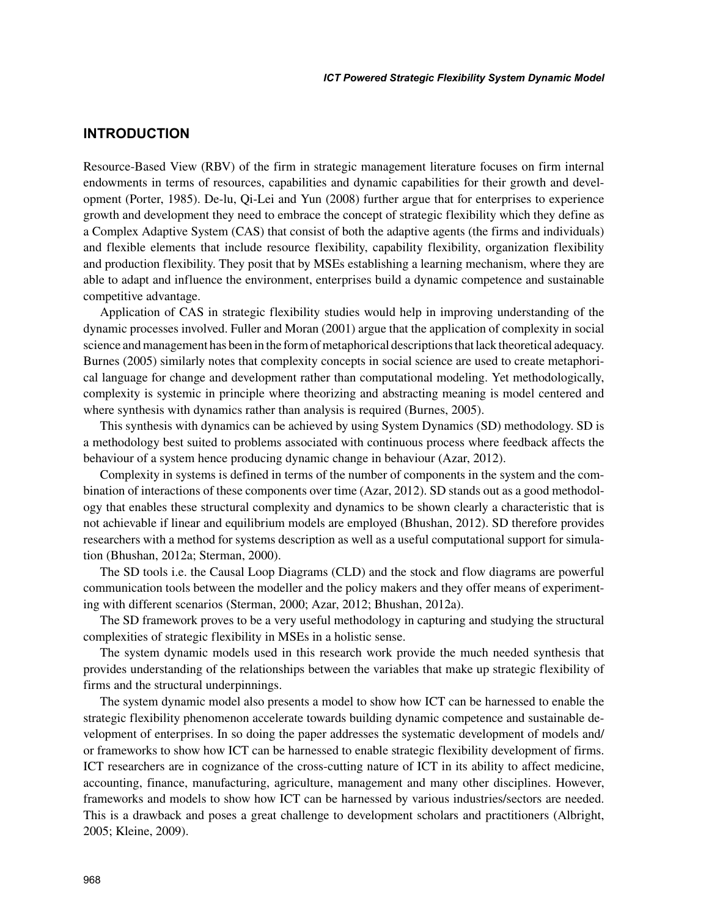## INTRODUCTION

Resource-Based View (RBV) of the firm in strategic management literature focuses on firm internal endowments in terms of resources, capabilities and dynamic capabilities for their growth and development (Porter, 1985). De-lu, Qi-Lei and Yun (2008) further argue that for enterprises to experience growth and development they need to embrace the concept of strategic flexibility which they define as a Complex Adaptive System (CAS) that consist of both the adaptive agents (the firms and individuals) and flexible elements that include resource flexibility, capability flexibility, organization flexibility and production flexibility. They posit that by MSEs establishing a learning mechanism, where they are able to adapt and influence the environment, enterprises build a dynamic competence and sustainable competitive advantage.

Application of CAS in strategic flexibility studies would help in improving understanding of the dynamic processes involved. Fuller and Moran (2001) argue that the application of complexity in social science and management has been in the form of metaphorical descriptions that lack theoretical adequacy. Burnes (2005) similarly notes that complexity concepts in social science are used to create metaphorical language for change and development rather than computational modeling. Yet methodologically, complexity is systemic in principle where theorizing and abstracting meaning is model centered and where synthesis with dynamics rather than analysis is required (Burnes, 2005).

This synthesis with dynamics can be achieved by using System Dynamics (SD) methodology. SD is a methodology best suited to problems associated with continuous process where feedback affects the behaviour of a system hence producing dynamic change in behaviour (Azar, 2012).

Complexity in systems is defined in terms of the number of components in the system and the combination of interactions of these components over time (Azar, 2012). SD stands out as a good methodology that enables these structural complexity and dynamics to be shown clearly a characteristic that is not achievable if linear and equilibrium models are employed (Bhushan, 2012). SD therefore provides researchers with a method for systems description as well as a useful computational support for simulation (Bhushan, 2012a; Sterman, 2000).

The SD tools i.e. the Causal Loop Diagrams (CLD) and the stock and flow diagrams are powerful communication tools between the modeller and the policy makers and they offer means of experimenting with different scenarios (Sterman, 2000; Azar, 2012; Bhushan, 2012a).

The SD framework proves to be a very useful methodology in capturing and studying the structural complexities of strategic flexibility in MSEs in a holistic sense.

The system dynamic models used in this research work provide the much needed synthesis that provides understanding of the relationships between the variables that make up strategic flexibility of firms and the structural underpinnings.

The system dynamic model also presents a model to show how ICT can be harnessed to enable the strategic flexibility phenomenon accelerate towards building dynamic competence and sustainable development of enterprises. In so doing the paper addresses the systematic development of models and/or frameworks to show how ICT can be harnessed to enable strategic flexibility development of firms. ICT researchers are in cognizance of the cross-cutting nature of ICT in its ability to affect medicine, accounting, finance, manufacturing, agriculture, management and many other disciplines. However, frameworks and models to show how ICT can be harnessed by various industries/sectors are needed. This is a drawback and poses a great challenge to development scholars and practitioners (Albright, 2005; Kleine, 2009).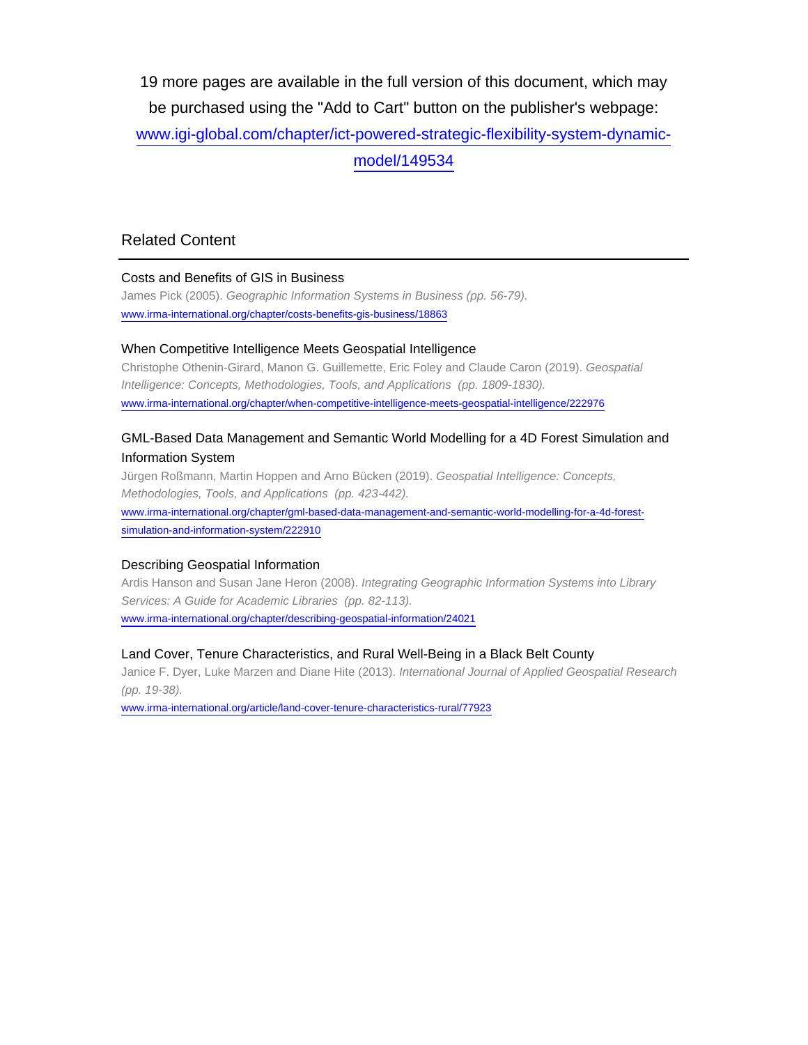19 more pages are available in the full version of this document, which may be purchased using the "Add to Cart" button on the publisher's webpage: www.igi-global.com/chapter/ict-powered-strategic-flexibility-system-dynamic-model/149534

## Related Content

### Costs and Benefits of GIS in Business

James Pick (2005). *Geographic Information Systems in Business (pp. 56-79).*

www.irma-international.org/chapter/costs-benefits-gis-business/18863

### When Competitive Intelligence Meets Geospatial Intelligence

Christophe Othenin-Girard, Manon G. Guillemette, Eric Foley and Claude Caron (2019). *Geospatial Intelligence: Concepts, Methodologies, Tools, and Applications (pp. 1809-1830).*

www.irma-international.org/chapter/when-competitive-intelligence-meets-geospatial-intelligence/222976

### GML-Based Data Management and Semantic World Modelling for a 4D Forest Simulation and Information System

Jürgen Roßmann, Martin Hoppen and Arno Bücken (2019). *Geospatial Intelligence: Concepts, Methodologies, Tools, and Applications (pp. 423-442).*

www.irma-international.org/chapter/gml-based-data-management-and-semantic-world-modelling-for-a-4d-forest-simulation-and-information-system/222910

### Describing Geospatial Information

Ardis Hanson and Susan Jane Heron (2008). *Integrating Geographic Information Systems into Library Services: A Guide for Academic Libraries (pp. 82-113).*

www.irma-international.org/chapter/describing-geospatial-information/24021

### Land Cover, Tenure Characteristics, and Rural Well-Being in a Black Belt County

Janice F. Dyer, Luke Marzen and Diane Hite (2013). *International Journal of Applied Geospatial Research (pp. 19-38).*

www.irma-international.org/article/land-cover-tenure-characteristics-rural/77923